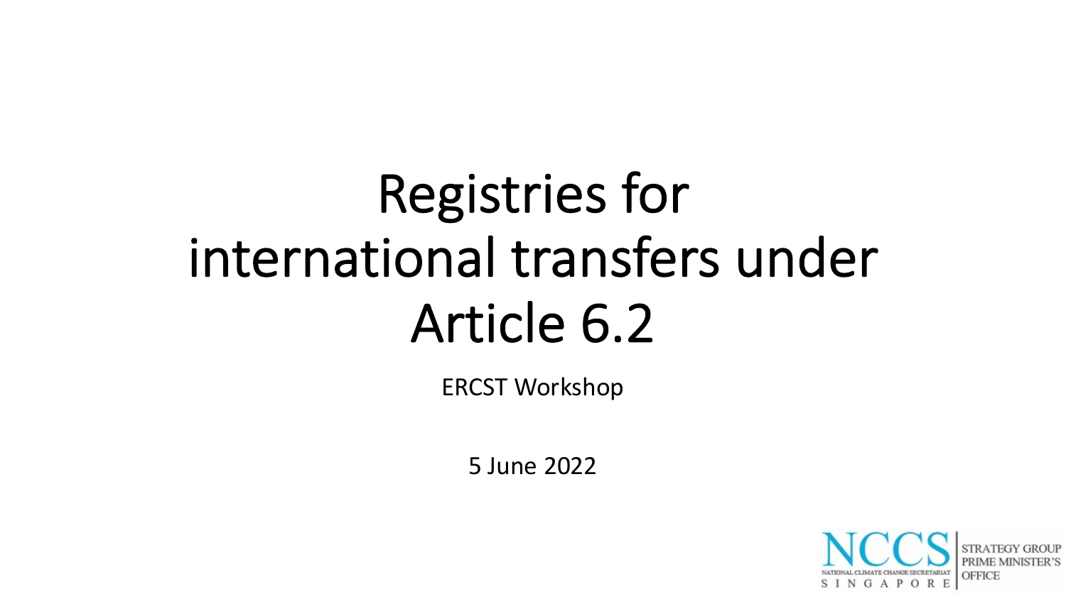# Registries for international transfers under Article 6.2

ERCST Workshop

5 June 2022

NCCS
NATIONAL CLIMATE CHANGE SECRETARIAT
SINGAPORE

STRATEGY GROUP
PRIME MINISTER'S
OFFICE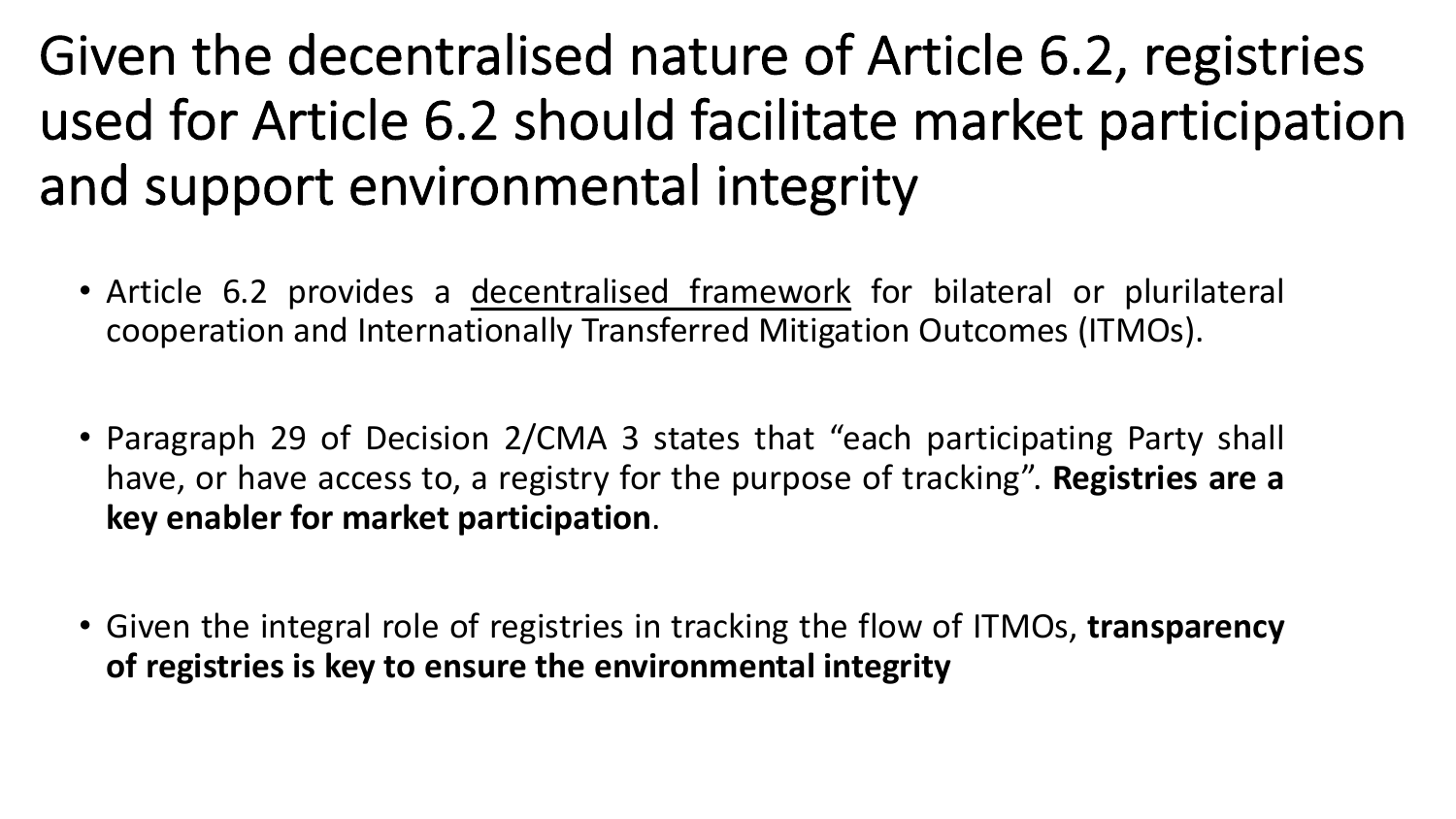# Given the decentralised nature of Article 6.2, registries used for Article 6.2 should facilitate market participation and support environmental integrity

- Article 6.2 provides a <u>decentralised framework</u> for bilateral or plurilateral cooperation and Internationally Transferred Mitigation Outcomes (ITMOs).
- Paragraph 29 of Decision 2/CMA 3 states that "each participating Party shall have, or have access to, a registry for the purpose of tracking". **Registries are a key enabler for market participation**.
- Given the integral role of registries in tracking the flow of ITMOs, **transparency of registries is key to ensure the environmental integrity**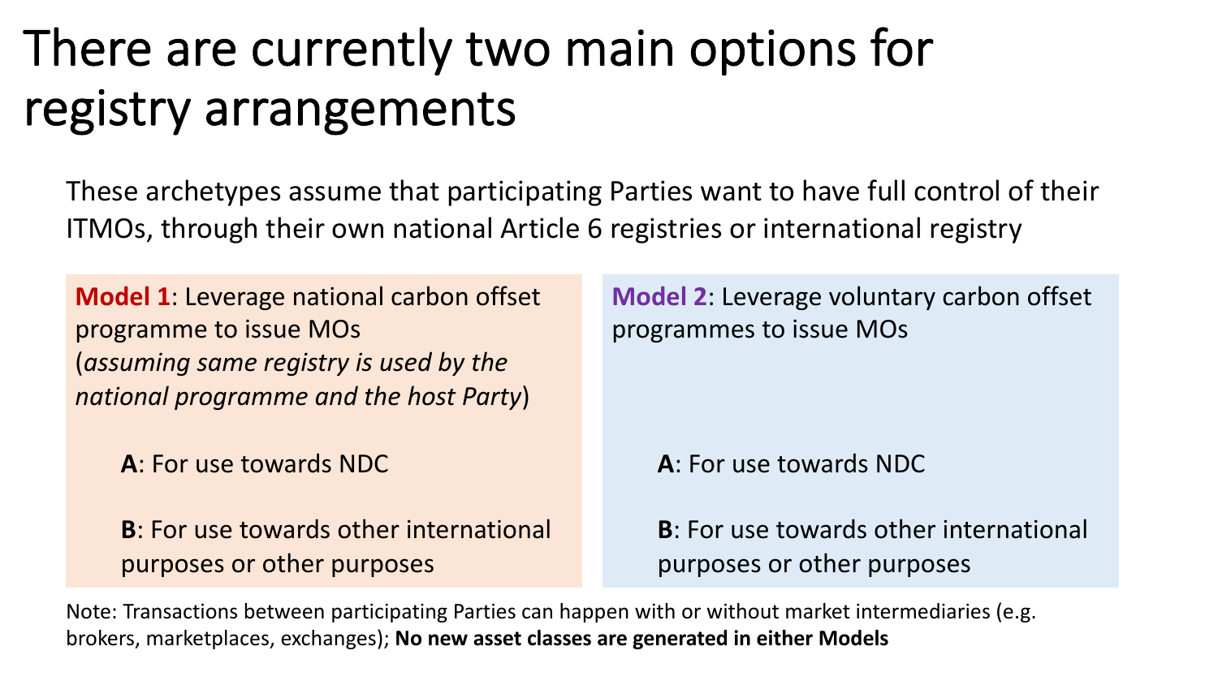# There are currently two main options for registry arrangements

These archetypes assume that participating Parties want to have full control of their ITMOs, through their own national Article 6 registries or international registry

**Model 1**: Leverage national carbon offset programme to issue MOs (*assuming same registry is used by the national programme and the host Party*)

- **A**: For use towards NDC
- **B**: For use towards other international purposes or other purposes

**Model 2**: Leverage voluntary carbon offset programmes to issue MOs

- **A**: For use towards NDC
- **B**: For use towards other international purposes or other purposes

Note: Transactions between participating Parties can happen with or without market intermediaries (e.g. brokers, marketplaces, exchanges); **No new asset classes are generated in either Models**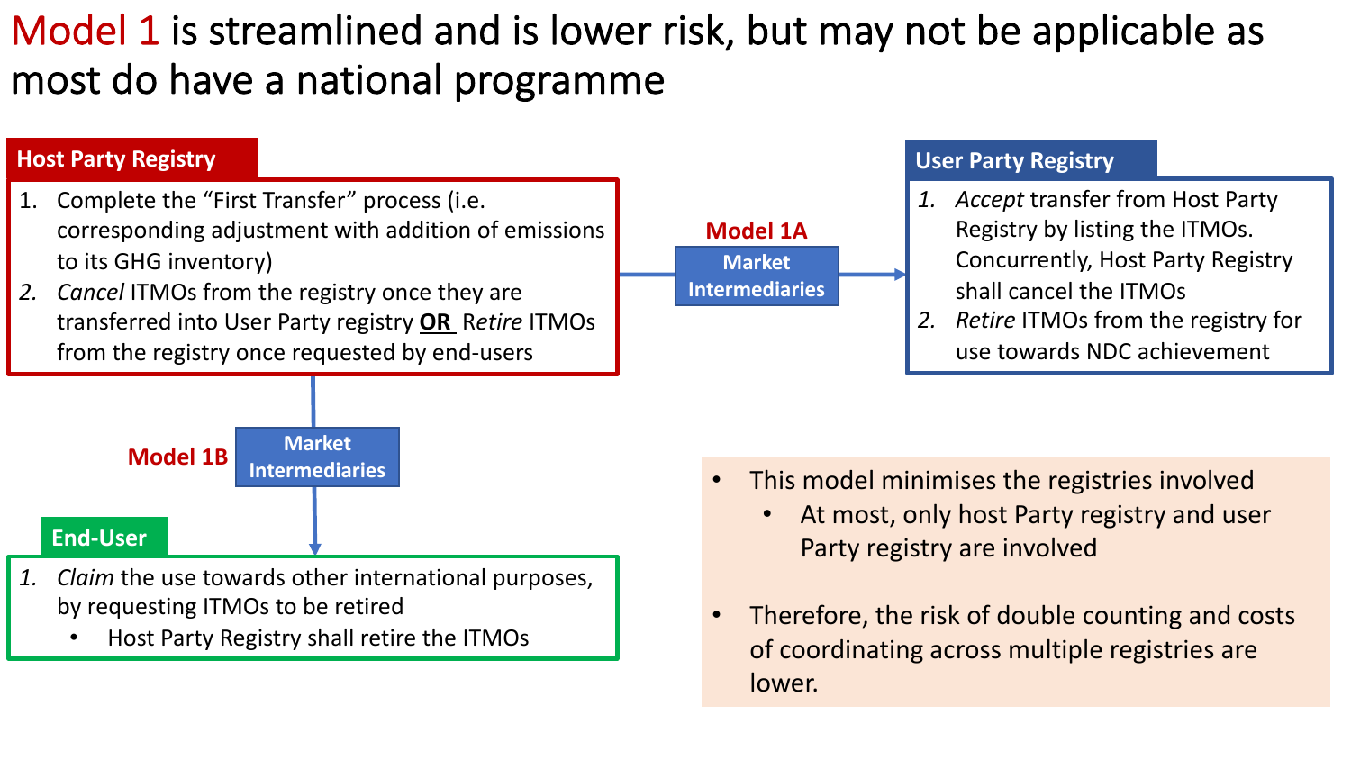# Model 1 is streamlined and is lower risk, but may not be applicable as most do have a national programme

**Host Party Registry**

1. Complete the "First Transfer" process (i.e. corresponding adjustment with addition of emissions to its GHG inventory)
2. *Cancel* ITMOs from the registry once they are transferred into User Party registry **OR** *Retire* ITMOs from the registry once requested by end-users

**Model 1A** — Market Intermediaries (Host Party Registry → User Party Registry)

**User Party Registry**

1. *Accept* transfer from Host Party Registry by listing the ITMOs. Concurrently, Host Party Registry shall cancel the ITMOs
2. *Retire* ITMOs from the registry for use towards NDC achievement

**Model 1B** — Market Intermediaries (Host Party Registry → End-User)

**End-User**

1. *Claim* the use towards other international purposes, by requesting ITMOs to be retired
   - Host Party Registry shall retire the ITMOs

- This model minimises the registries involved
  - At most, only host Party registry and user Party registry are involved
- Therefore, the risk of double counting and costs of coordinating across multiple registries are lower.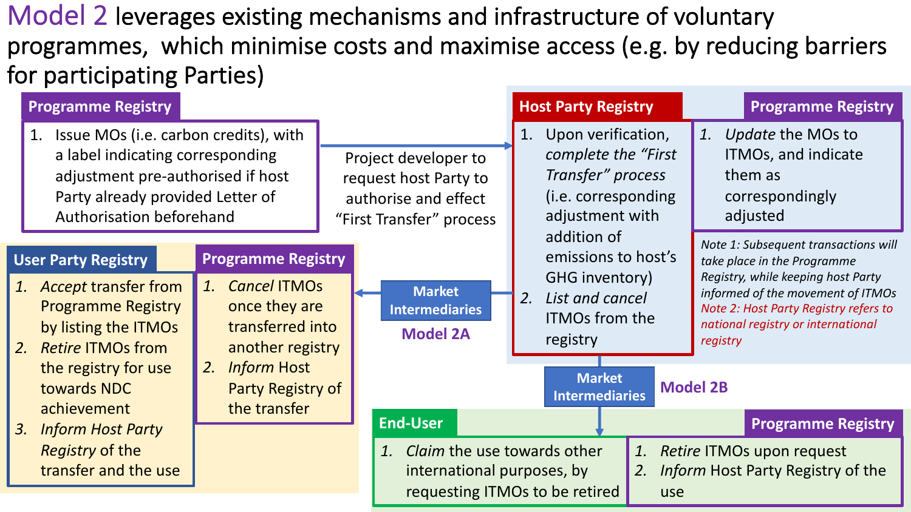# Model 2 leverages existing mechanisms and infrastructure of voluntary programmes, which minimise costs and maximise access (e.g. by reducing barriers for participating Parties)

## Programme Registry

1. Issue MOs (i.e. carbon credits), with a label indicating corresponding adjustment pre-authorised if host Party already provided Letter of Authorisation beforehand

→ Project developer to request host Party to authorise and effect "First Transfer" process

## Host Party Registry

1. Upon verification, *complete the "First Transfer" process* (i.e. corresponding adjustment with addition of emissions to host's GHG inventory)
2. *List and cancel* ITMOs from the registry

## Programme Registry

1. *Update* the MOs to ITMOs, and indicate them as correspondingly adjusted

*Note 1: Subsequent transactions will take place in the Programme Registry, while keeping host Party informed of the movement of ITMOs*

*Note 2: Host Party Registry refers to national registry or international registry*

---

**Market Intermediaries — Model 2A**

## User Party Registry

1. *Accept* transfer from Programme Registry by listing the ITMOs
2. *Retire* ITMOs from the registry for use towards NDC achievement
3. *Inform Host Party Registry* of the transfer and the use

## Programme Registry

1. *Cancel* ITMOs once they are transferred into another registry
2. *Inform* Host Party Registry of the transfer

---

**Market Intermediaries — Model 2B**

## End-User

1. *Claim* the use towards other international purposes, by requesting ITMOs to be retired

## Programme Registry

1. *Retire* ITMOs upon request
2. *Inform* Host Party Registry of the use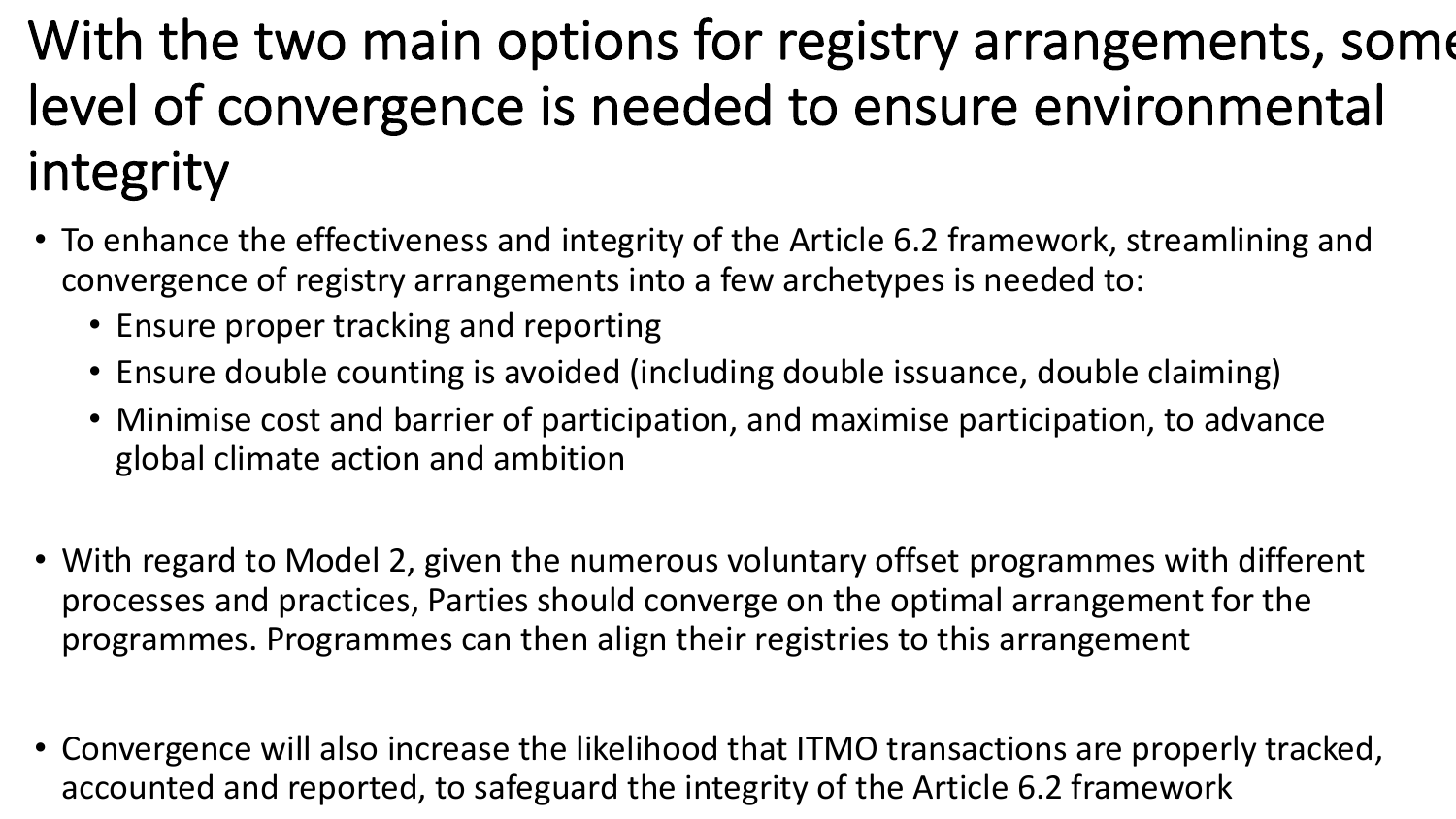# With the two main options for registry arrangements, some level of convergence is needed to ensure environmental integrity

- To enhance the effectiveness and integrity of the Article 6.2 framework, streamlining and convergence of registry arrangements into a few archetypes is needed to:
  - Ensure proper tracking and reporting
  - Ensure double counting is avoided (including double issuance, double claiming)
  - Minimise cost and barrier of participation, and maximise participation, to advance global climate action and ambition

- With regard to Model 2, given the numerous voluntary offset programmes with different processes and practices, Parties should converge on the optimal arrangement for the programmes. Programmes can then align their registries to this arrangement

- Convergence will also increase the likelihood that ITMO transactions are properly tracked, accounted and reported, to safeguard the integrity of the Article 6.2 framework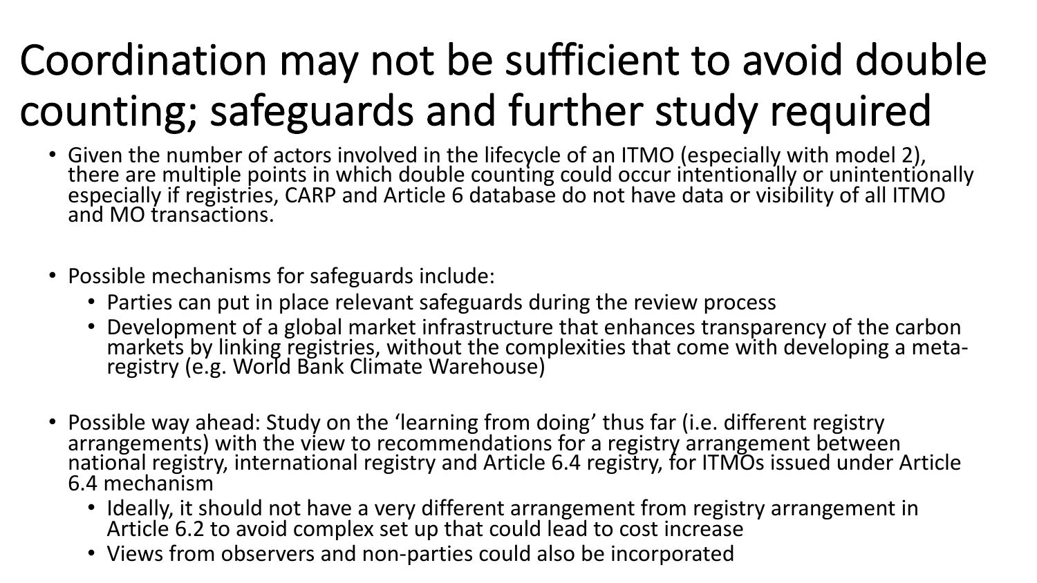# Coordination may not be sufficient to avoid double counting; safeguards and further study required

- Given the number of actors involved in the lifecycle of an ITMO (especially with model 2), there are multiple points in which double counting could occur intentionally or unintentionally especially if registries, CARP and Article 6 database do not have data or visibility of all ITMO and MO transactions.
- Possible mechanisms for safeguards include:
  - Parties can put in place relevant safeguards during the review process
  - Development of a global market infrastructure that enhances transparency of the carbon markets by linking registries, without the complexities that come with developing a meta-registry (e.g. World Bank Climate Warehouse)
- Possible way ahead: Study on the 'learning from doing' thus far (i.e. different registry arrangements) with the view to recommendations for a registry arrangement between national registry, international registry and Article 6.4 registry, for ITMOs issued under Article 6.4 mechanism
  - Ideally, it should not have a very different arrangement from registry arrangement in Article 6.2 to avoid complex set up that could lead to cost increase
  - Views from observers and non-parties could also be incorporated